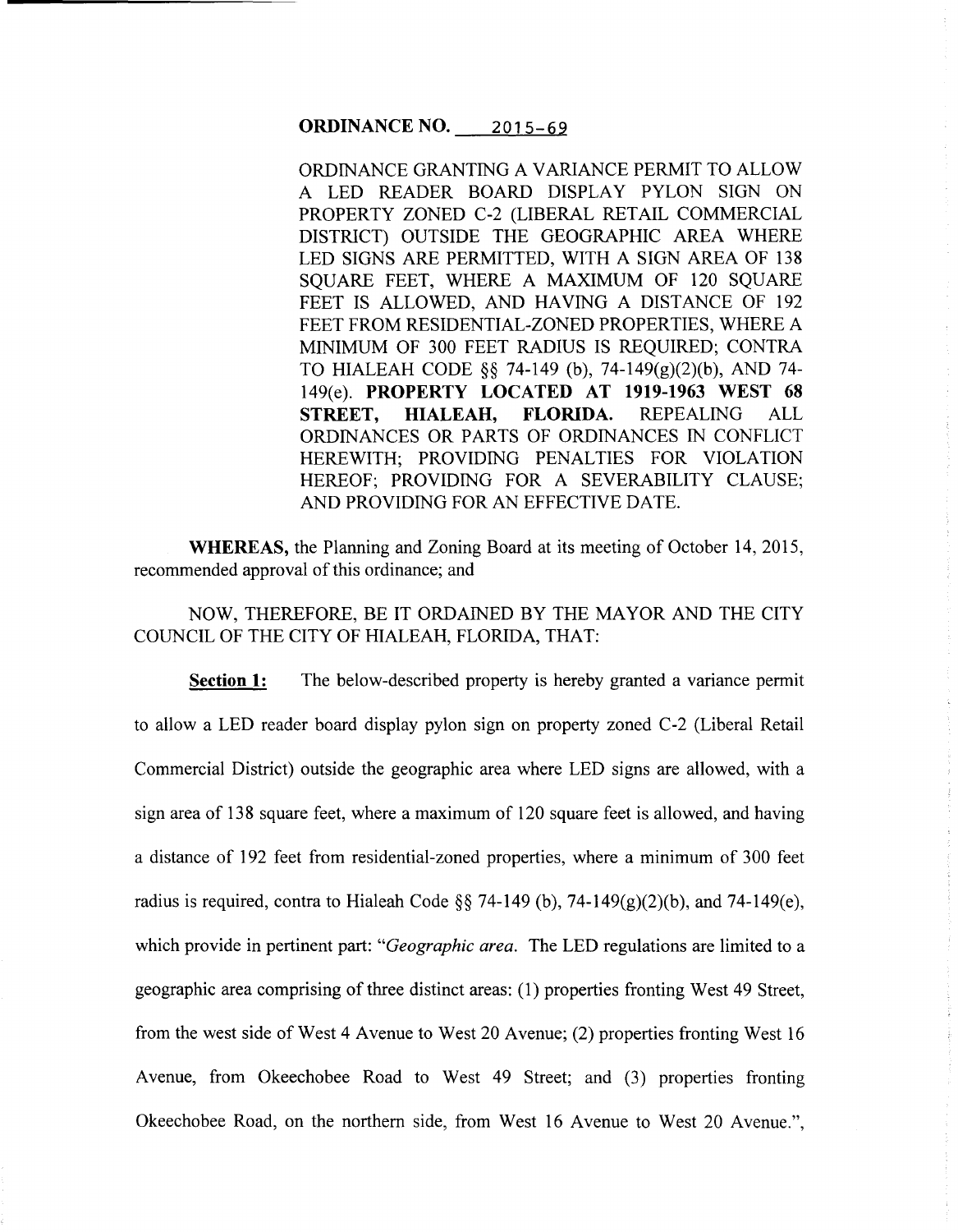**ORDINANCE NO. 2015-69**

ORDINANCE GRANTING A VARIANCE PERMIT TO ALLOW A LED READER BOARD DISPLAY PYLON SIGN ON PROPERTY ZONED C-2 (LIBERAL RETAIL COMMERCIAL DISTRICT) OUTSIDE THE GEOGRAPHIC AREA WHERE LED SIGNS ARE PERMITTED, WITH A SIGN AREA OF 138 SQUARE FEET, WHERE A MAXIMUM OF 120 SQUARE FEET IS ALLOWED, AND HAVING A DISTANCE OF 192 FEET FROM RESIDENTIAL-ZONED PROPERTIES, WHERE A MINIMUM OF 300 FEET RADIUS IS REQUIRED; CONTRA TO HIALEAH CODE §§ 74-149 (b), 74-149(g)(2)(b), AND 74-149(e). **PROPERTY LOCATED AT 1919-1963 WEST 68 STREET, HIALEAH, FLORIDA.** REPEALING ALL ORDINANCES OR PARTS OF ORDINANCES IN CONFLICT HEREWITH; PROVIDING PENALTIES FOR VIOLATION HEREOF; PROVIDING FOR A SEVERABILITY CLAUSE; AND PROVIDING FOR AN EFFECTIVE DATE.

**WHEREAS,** the Planning and Zoning Board at its meeting of October 14, 2015, recommended approval of this ordinance; and

NOW, THEREFORE, BE IT ORDAINED BY THE MAYOR AND THE CITY COUNCIL OF THE CITY OF HIALEAH, FLORIDA, THAT:

**Section 1:** The below-described property is hereby granted a variance permit to allow a LED reader board display pylon sign on property zoned C-2 (Liberal Retail Commercial District) outside the geographic area where LED signs are allowed, with a sign area of 138 square feet, where a maximum of 120 square feet is allowed, and having a distance of 192 feet from residential-zoned properties, where a minimum of 300 feet radius is required, contra to Hialeah Code §§ 74-149 (b), 74-149(g)(2)(b), and 74-149(e), which provide in pertinent part: "*Geographic area.* The LED regulations are limited to a geographic area comprising of three distinct areas: (1) properties fronting West 49 Street, from the west side of West 4 Avenue to West 20 Avenue; (2) properties fronting West 16 Avenue, from Okeechobee Road to West 49 Street; and (3) properties fronting Okeechobee Road, on the northern side, from West 16 Avenue to West 20 Avenue.",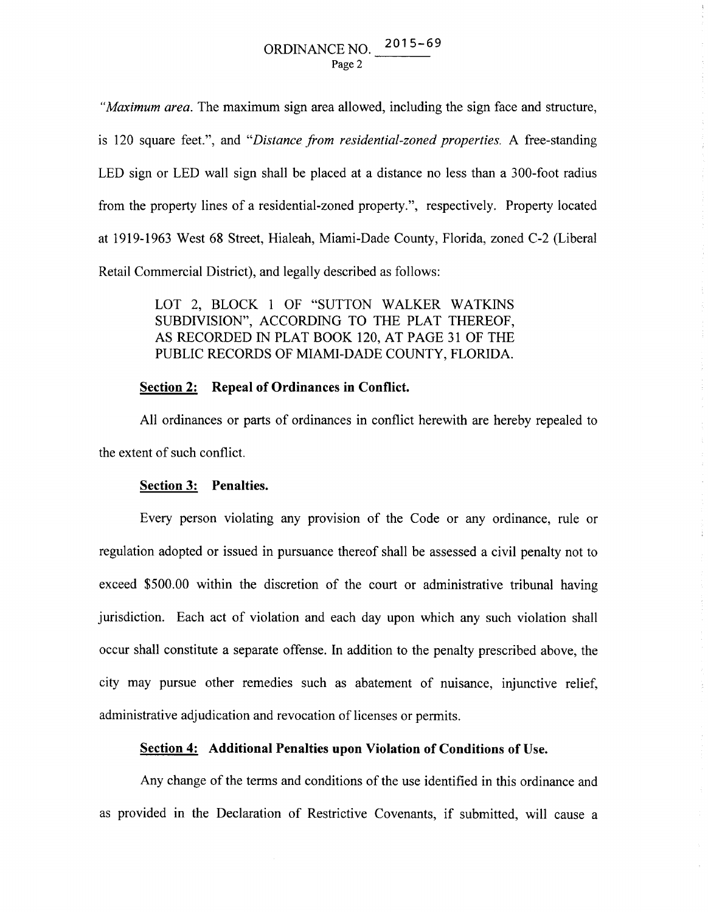*"Maximum area.* The maximum sign area allowed, including the sign face and structure, is 120 square feet.", and *"Distance from residential-zoned properties.* A free-standing LED sign or LED wall sign shall be placed at a distance no less than a 300-foot radius from the property lines of a residential-zoned property.", respectively. Property located at 1919-1963 West 68 Street, Hialeah, Miami-Dade County, Florida, zoned C-2 (Liberal Retail Commercial District), and legally described as follows:

> LOT 2, BLOCK 1 OF "SUTTON WALKER WATKINS SUBDIVISION", ACCORDING TO THE PLAT THEREOF, AS RECORDED IN PLAT BOOK 120, AT PAGE 31 OF THE PUBLIC RECORDS OF MIAMI-DADE COUNTY, FLORIDA.

**Section 2: Repeal of Ordinances in Conflict.**

All ordinances or parts of ordinances in conflict herewith are hereby repealed to the extent of such conflict.

**Section 3: Penalties.**

Every person violating any provision of the Code or any ordinance, rule or regulation adopted or issued in pursuance thereof shall be assessed a civil penalty not to exceed $500.00 within the discretion of the court or administrative tribunal having jurisdiction. Each act of violation and each day upon which any such violation shall occur shall constitute a separate offense. In addition to the penalty prescribed above, the city may pursue other remedies such as abatement of nuisance, injunctive relief, administrative adjudication and revocation of licenses or permits.

**Section 4: Additional Penalties upon Violation of Conditions of Use.**

Any change of the terms and conditions of the use identified in this ordinance and as provided in the Declaration of Restrictive Covenants, if submitted, will cause a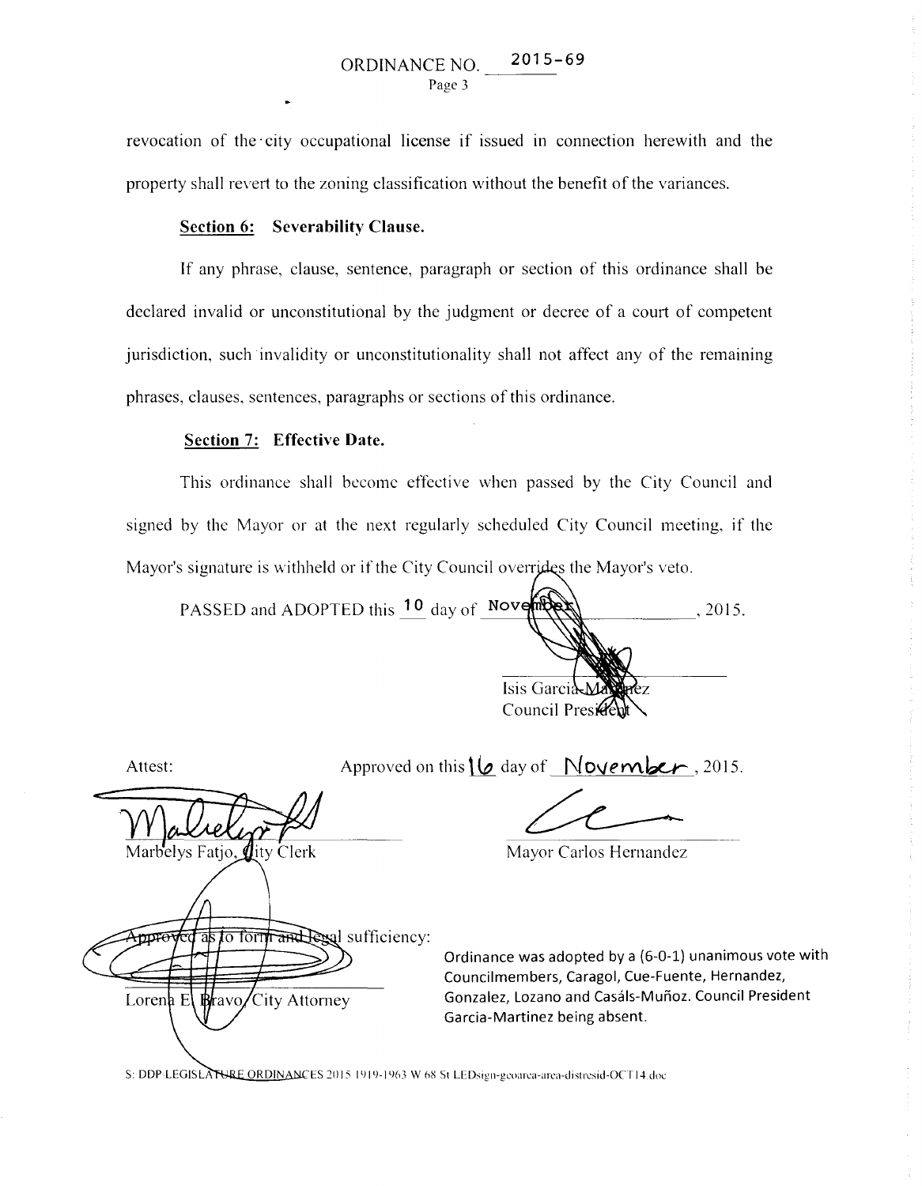revocation of the city occupational license if issued in connection herewith and the property shall revert to the zoning classification without the benefit of the variances.

**Section 6: Severability Clause.**

If any phrase, clause, sentence, paragraph or section of this ordinance shall be declared invalid or unconstitutional by the judgment or decree of a court of competent jurisdiction, such invalidity or unconstitutionality shall not affect any of the remaining phrases, clauses, sentences, paragraphs or sections of this ordinance.

**Section 7: Effective Date.**

This ordinance shall become effective when passed by the City Council and signed by the Mayor or at the next regularly scheduled City Council meeting, if the Mayor's signature is withheld or if the City Council overrides the Mayor's veto.

PASSED and ADOPTED this 10 day of November, 2015.

Isis Garcia-Martinez
Council President

Attest:

Marbelys Fatjo, City Clerk

Approved on this 16 day of November, 2015.

Mayor Carlos Hernandez

Approved as to form and legal sufficiency:

Lorena E. Bravo, City Attorney

Ordinance was adopted by a (6-0-1) unanimous vote with Councilmembers, Caragol, Cue-Fuente, Hernandez, Gonzalez, Lozano and Casáls-Muñoz. Council President Garcia-Martinez being absent.

S: DDP LEGISLATURE ORDINANCES 2015 1919-1963 W 68 St LEDsign-geoarea-area-distresid-OCT14.doc